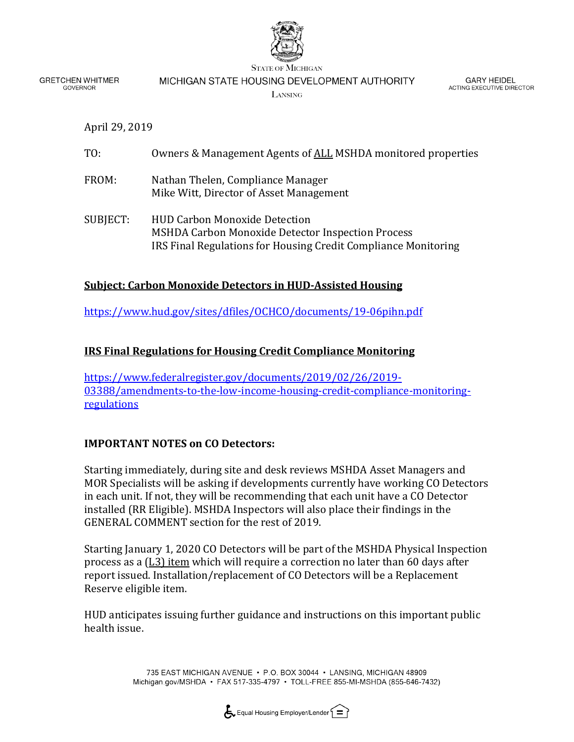STATE OF MICHIGAN

GRETCHEN WHITMER
GOVERNOR

MICHIGAN STATE HOUSING DEVELOPMENT AUTHORITY
LANSING

GARY HEIDEL
ACTING EXECUTIVE DIRECTOR

April 29, 2019

TO: Owners & Management Agents of ALL MSHDA monitored properties

FROM: Nathan Thelen, Compliance Manager
Mike Witt, Director of Asset Management

SUBJECT: HUD Carbon Monoxide Detection
MSHDA Carbon Monoxide Detector Inspection Process
IRS Final Regulations for Housing Credit Compliance Monitoring

**Subject: Carbon Monoxide Detectors in HUD-Assisted Housing**

https://www.hud.gov/sites/dfiles/OCHCO/documents/19-06pihn.pdf

**IRS Final Regulations for Housing Credit Compliance Monitoring**

https://www.federalregister.gov/documents/2019/02/26/2019-03388/amendments-to-the-low-income-housing-credit-compliance-monitoring-regulations

**IMPORTANT NOTES on CO Detectors:**

Starting immediately, during site and desk reviews MSHDA Asset Managers and MOR Specialists will be asking if developments currently have working CO Detectors in each unit. If not, they will be recommending that each unit have a CO Detector installed (RR Eligible). MSHDA Inspectors will also place their findings in the GENERAL COMMENT section for the rest of 2019.

Starting January 1, 2020 CO Detectors will be part of the MSHDA Physical Inspection process as a (L3) item which will require a correction no later than 60 days after report issued. Installation/replacement of CO Detectors will be a Replacement Reserve eligible item.

HUD anticipates issuing further guidance and instructions on this important public health issue.

735 EAST MICHIGAN AVENUE • P.O. BOX 30044 • LANSING, MICHIGAN 48909
Michigan.gov/MSHDA • FAX 517-335-4797 • TOLL-FREE 855-MI-MSHDA (855-646-7432)

Equal Housing Employer/Lender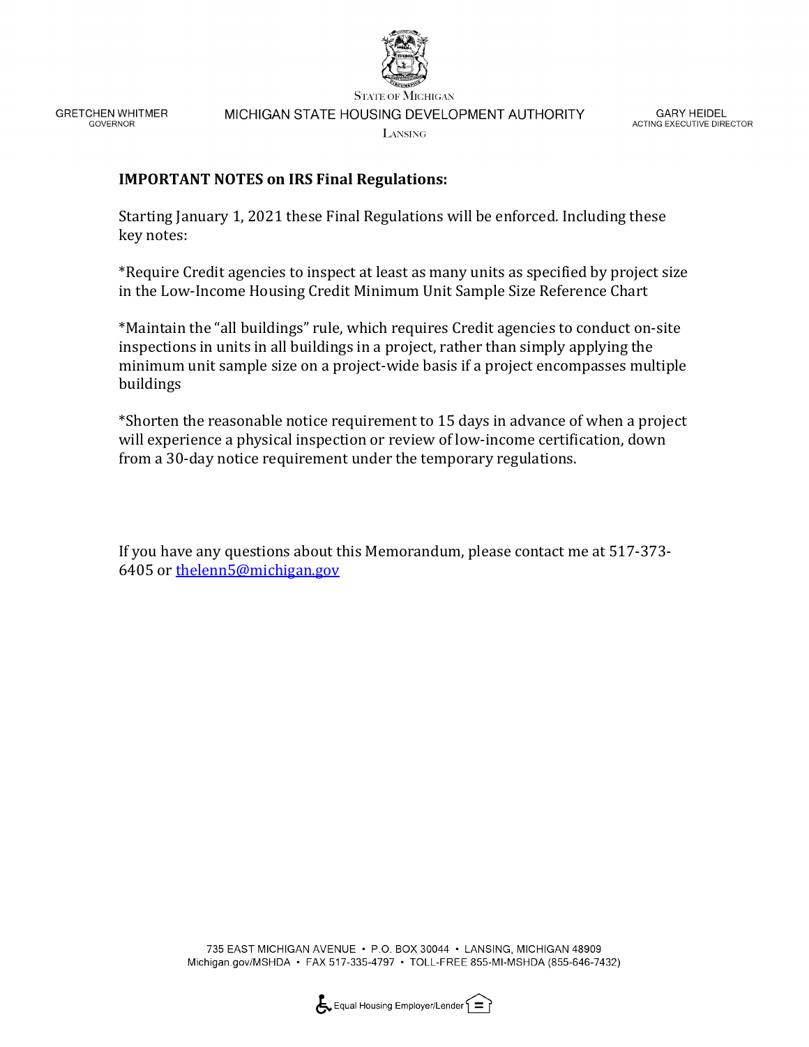STATE OF MICHIGAN

GRETCHEN WHITMER
GOVERNOR

MICHIGAN STATE HOUSING DEVELOPMENT AUTHORITY
LANSING

GARY HEIDEL
ACTING EXECUTIVE DIRECTOR

**IMPORTANT NOTES on IRS Final Regulations:**

Starting January 1, 2021 these Final Regulations will be enforced. Including these key notes:

*Require Credit agencies to inspect at least as many units as specified by project size in the Low-Income Housing Credit Minimum Unit Sample Size Reference Chart

*Maintain the "all buildings" rule, which requires Credit agencies to conduct on-site inspections in units in all buildings in a project, rather than simply applying the minimum unit sample size on a project-wide basis if a project encompasses multiple buildings

*Shorten the reasonable notice requirement to 15 days in advance of when a project will experience a physical inspection or review of low-income certification, down from a 30-day notice requirement under the temporary regulations.

If you have any questions about this Memorandum, please contact me at 517-373-6405 or thelenn5@michigan.gov

735 EAST MICHIGAN AVENUE • P.O. BOX 30044 • LANSING, MICHIGAN 48909
Michigan.gov/MSHDA • FAX 517-335-4797 • TOLL-FREE 855-MI-MSHDA (855-646-7432)

Equal Housing Employer/Lender